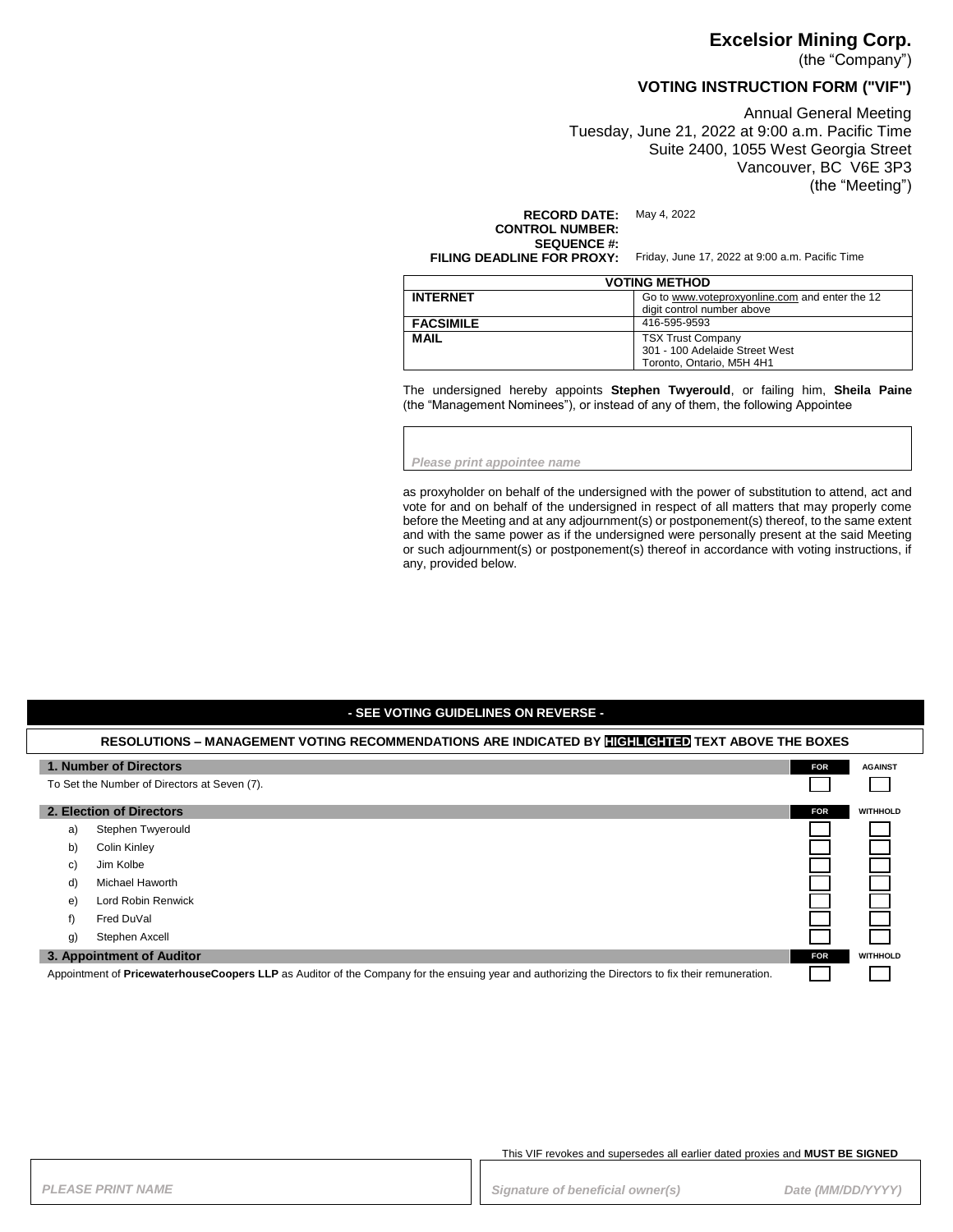# Excelsior Mining Corp.

(the "Company")

## VOTING INSTRUCTION FORM ("VIF")

Annual General Meeting
Tuesday, June 21, 2022 at 9:00 a.m. Pacific Time
Suite 2400, 1055 West Georgia Street
Vancouver, BC V6E 3P3
(the "Meeting")

**RECORD DATE:** May 4, 2022
**CONTROL NUMBER:**
**SEQUENCE #:**
**FILING DEADLINE FOR PROXY:** Friday, June 17, 2022 at 9:00 a.m. Pacific Time

| VOTING METHOD | |
|---|---|
| **INTERNET** | Go to www.voteproxyonline.com and enter the 12 digit control number above |
| **FACSIMILE** | 416-595-9593 |
| **MAIL** | TSX Trust Company<br>301 - 100 Adelaide Street West<br>Toronto, Ontario, M5H 4H1 |

The undersigned hereby appoints **Stephen Twyerould**, or failing him, **Sheila Paine** (the "Management Nominees"), or instead of any of them, the following Appointee

*Please print appointee name*

as proxyholder on behalf of the undersigned with the power of substitution to attend, act and vote for and on behalf of the undersigned in respect of all matters that may properly come before the Meeting and at any adjournment(s) or postponement(s) thereof, to the same extent and with the same power as if the undersigned were personally present at the said Meeting or such adjournment(s) or postponement(s) thereof in accordance with voting instructions, if any, provided below.

**- SEE VOTING GUIDELINES ON REVERSE -**

**RESOLUTIONS – MANAGEMENT VOTING RECOMMENDATIONS ARE INDICATED BY HIGHLIGHTED TEXT ABOVE THE BOXES**

| **1. Number of Directors** | **FOR** | **AGAINST** |
|---|---|---|
| To Set the Number of Directors at Seven (7). | ☐ | ☐ |

| **2. Election of Directors** | **FOR** | **WITHHOLD** |
|---|---|---|
| a) Stephen Twyerould | ☐ | ☐ |
| b) Colin Kinley | ☐ | ☐ |
| c) Jim Kolbe | ☐ | ☐ |
| d) Michael Haworth | ☐ | ☐ |
| e) Lord Robin Renwick | ☐ | ☐ |
| f) Fred DuVal | ☐ | ☐ |
| g) Stephen Axcell | ☐ | ☐ |

| **3. Appointment of Auditor** | **FOR** | **WITHHOLD** |
|---|---|---|
| Appointment of **PricewaterhouseCoopers LLP** as Auditor of the Company for the ensuing year and authorizing the Directors to fix their remuneration. | ☐ | ☐ |

This VIF revokes and supersedes all earlier dated proxies and **MUST BE SIGNED**

*PLEASE PRINT NAME*

*Signature of beneficial owner(s)* *Date (MM/DD/YYYY)*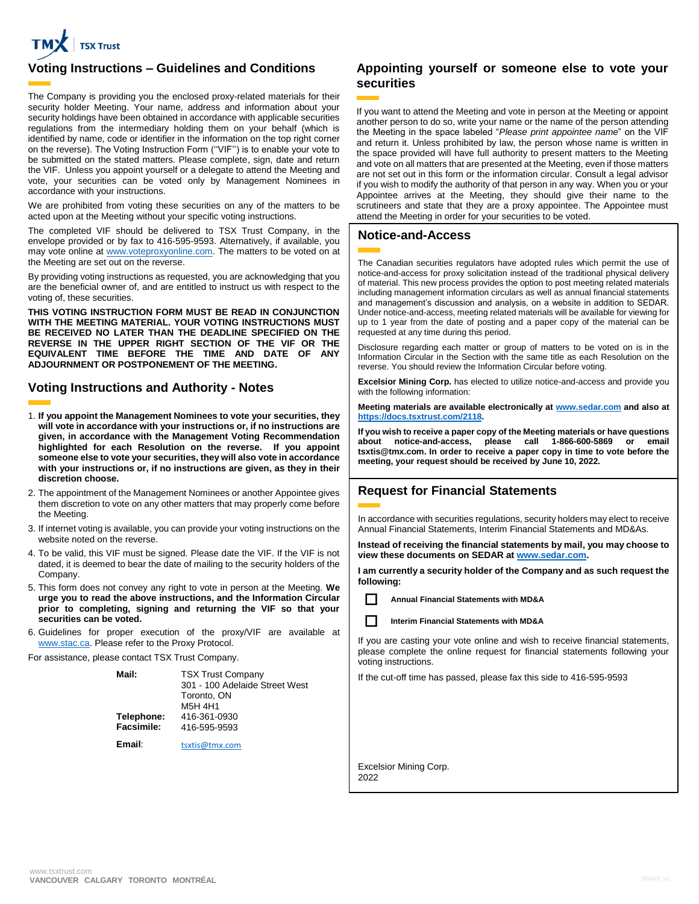## Voting Instructions – Guidelines and Conditions

The Company is providing you the enclosed proxy-related materials for their security holder Meeting. Your name, address and information about your security holdings have been obtained in accordance with applicable securities regulations from the intermediary holding them on your behalf (which is identified by name, code or identifier in the information on the top right corner on the reverse). The Voting Instruction Form (''VIF'') is to enable your vote to be submitted on the stated matters. Please complete, sign, date and return the VIF. Unless you appoint yourself or a delegate to attend the Meeting and vote, your securities can be voted only by Management Nominees in accordance with your instructions.

We are prohibited from voting these securities on any of the matters to be acted upon at the Meeting without your specific voting instructions.

The completed VIF should be delivered to TSX Trust Company, in the envelope provided or by fax to 416-595-9593. Alternatively, if available, you may vote online at www.voteproxyonline.com. The matters to be voted on at the Meeting are set out on the reverse.

By providing voting instructions as requested, you are acknowledging that you are the beneficial owner of, and are entitled to instruct us with respect to the voting of, these securities.

**THIS VOTING INSTRUCTION FORM MUST BE READ IN CONJUNCTION WITH THE MEETING MATERIAL. YOUR VOTING INSTRUCTIONS MUST BE RECEIVED NO LATER THAN THE DEADLINE SPECIFIED ON THE REVERSE IN THE UPPER RIGHT SECTION OF THE VIF OR THE EQUIVALENT TIME BEFORE THE TIME AND DATE OF ANY ADJOURNMENT OR POSTPONEMENT OF THE MEETING.**

## Voting Instructions and Authority - Notes

1. **If you appoint the Management Nominees to vote your securities, they will vote in accordance with your instructions or, if no instructions are given, in accordance with the Management Voting Recommendation highlighted for each Resolution on the reverse. If you appoint someone else to vote your securities, they will also vote in accordance with your instructions or, if no instructions are given, as they in their discretion choose.**
2. The appointment of the Management Nominees or another Appointee gives them discretion to vote on any other matters that may properly come before the Meeting.
3. If internet voting is available, you can provide your voting instructions on the website noted on the reverse.
4. To be valid, this VIF must be signed. Please date the VIF. If the VIF is not dated, it is deemed to bear the date of mailing to the security holders of the Company.
5. This form does not convey any right to vote in person at the Meeting. **We urge you to read the above instructions, and the Information Circular prior to completing, signing and returning the VIF so that your securities can be voted.**
6. Guidelines for proper execution of the proxy/VIF are available at www.stac.ca. Please refer to the Proxy Protocol.

For assistance, please contact TSX Trust Company.

| | |
|---|---|
| **Mail:** | TSX Trust Company<br>301 - 100 Adelaide Street West<br>Toronto, ON<br>M5H 4H1 |
| **Telephone:** | 416-361-0930 |
| **Facsimile:** | 416-595-9593 |
| **Email**: | tsxtis@tmx.com |

## Appointing yourself or someone else to vote your securities

If you want to attend the Meeting and vote in person at the Meeting or appoint another person to do so, write your name or the name of the person attending the Meeting in the space labeled "*Please print appointee name*" on the VIF and return it. Unless prohibited by law, the person whose name is written in the space provided will have full authority to present matters to the Meeting and vote on all matters that are presented at the Meeting, even if those matters are not set out in this form or in the information circular. Consult a legal advisor if you wish to modify the authority of that person in any way. When you or your Appointee arrives at the Meeting, they should give their name to the scrutineers and state that they are a proxy appointee. The Appointee must attend the Meeting in order for your securities to be voted.

## Notice-and-Access

The Canadian securities regulators have adopted rules which permit the use of notice-and-access for proxy solicitation instead of the traditional physical delivery of material. This new process provides the option to post meeting related materials including management information circulars as well as annual financial statements and management's discussion and analysis, on a website in addition to SEDAR. Under notice-and-access, meeting related materials will be available for viewing for up to 1 year from the date of posting and a paper copy of the material can be requested at any time during this period.

Disclosure regarding each matter or group of matters to be voted on is in the Information Circular in the Section with the same title as each Resolution on the reverse. You should review the Information Circular before voting.

**Excelsior Mining Corp.** has elected to utilize notice-and-access and provide you with the following information:

**Meeting materials are available electronically at www.sedar.com and also at https://docs.tsxtrust.com/2118.**

**If you wish to receive a paper copy of the Meeting materials or have questions about notice-and-access, please call 1-866-600-5869 or email tsxtis@tmx.com. In order to receive a paper copy in time to vote before the meeting, your request should be received by June 10, 2022.**

## Request for Financial Statements

In accordance with securities regulations, security holders may elect to receive Annual Financial Statements, Interim Financial Statements and MD&As.

**Instead of receiving the financial statements by mail, you may choose to view these documents on SEDAR at www.sedar.com.**

**I am currently a security holder of the Company and as such request the following:**

☐ **Annual Financial Statements with MD&A**

☐ **Interim Financial Statements with MD&A**

If you are casting your vote online and wish to receive financial statements, please complete the online request for financial statements following your voting instructions.

If the cut-off time has passed, please fax this side to 416-595-9593

Excelsior Mining Corp.
2022